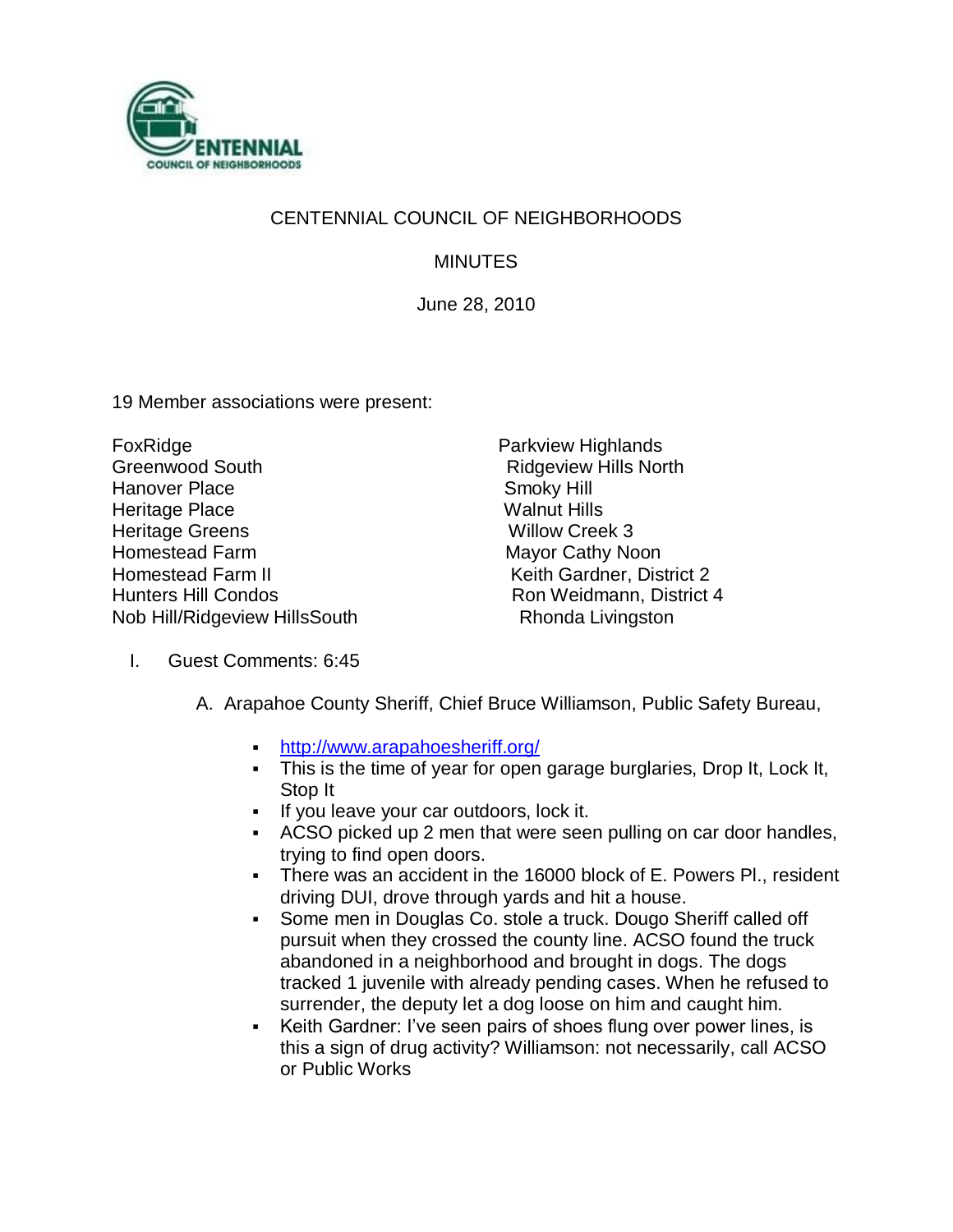CENTENNIAL COUNCIL OF NEIGHBORHOODS

# CENTENNIAL COUNCIL OF NEIGHBORHOODS

## MINUTES

June 28, 2010

19 Member associations were present:

FoxRidge
Greenwood South
Hanover Place
Heritage Place
Heritage Greens
Homestead Farm
Homestead Farm II
Hunters Hill Condos
Nob Hill/Ridgeview HillsSouth
Parkview Highlands
Ridgeview Hills North
Smoky Hill
Walnut Hills
Willow Creek 3
Mayor Cathy Noon
Keith Gardner, District 2
Ron Weidmann, District 4
Rhonda Livingston

I. Guest Comments: 6:45

A. Arapahoe County Sheriff, Chief Bruce Williamson, Public Safety Bureau,

- http://www.arapahoesheriff.org/
- This is the time of year for open garage burglaries, Drop It, Lock It, Stop It
- If you leave your car outdoors, lock it.
- ACSO picked up 2 men that were seen pulling on car door handles, trying to find open doors.
- There was an accident in the 16000 block of E. Powers Pl., resident driving DUI, drove through yards and hit a house.
- Some men in Douglas Co. stole a truck. Dougo Sheriff called off pursuit when they crossed the county line. ACSO found the truck abandoned in a neighborhood and brought in dogs. The dogs tracked 1 juvenile with already pending cases. When he refused to surrender, the deputy let a dog loose on him and caught him.
- Keith Gardner: I've seen pairs of shoes flung over power lines, is this a sign of drug activity? Williamson: not necessarily, call ACSO or Public Works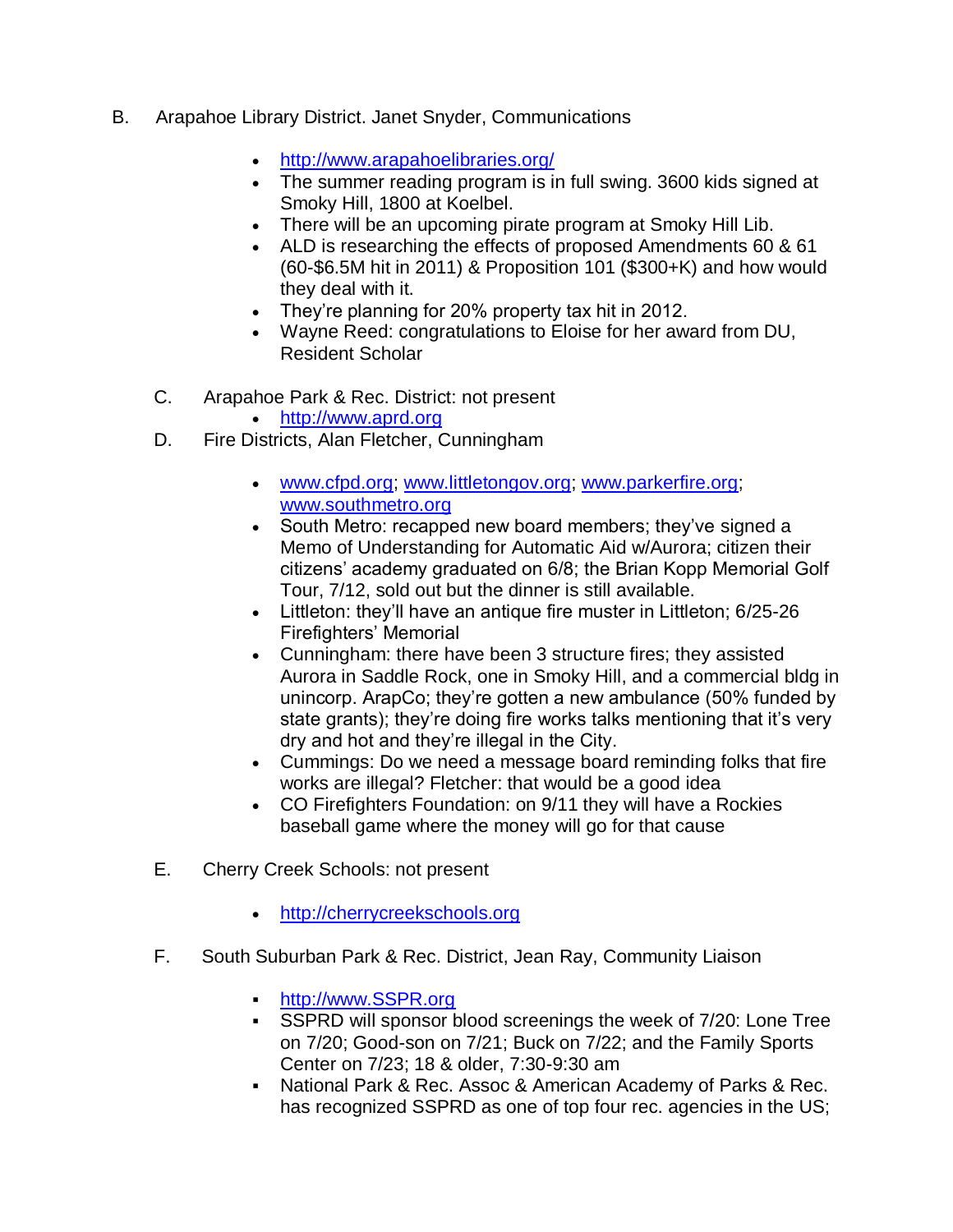B. Arapahoe Library District. Janet Snyder, Communications

- http://www.arapahoelibraries.org/
- The summer reading program is in full swing. 3600 kids signed at Smoky Hill, 1800 at Koelbel.
- There will be an upcoming pirate program at Smoky Hill Lib.
- ALD is researching the effects of proposed Amendments 60 & 61 (60-$6.5M hit in 2011) & Proposition 101 ($300+K) and how would they deal with it.
- They're planning for 20% property tax hit in 2012.
- Wayne Reed: congratulations to Eloise for her award from DU, Resident Scholar

C. Arapahoe Park & Rec. District: not present

- http://www.aprd.org

D. Fire Districts, Alan Fletcher, Cunningham

- www.cfpd.org; www.littletongov.org; www.parkerfire.org; www.southmetro.org
- South Metro: recapped new board members; they've signed a Memo of Understanding for Automatic Aid w/Aurora; citizen their citizens' academy graduated on 6/8; the Brian Kopp Memorial Golf Tour, 7/12, sold out but the dinner is still available.
- Littleton: they'll have an antique fire muster in Littleton; 6/25-26 Firefighters' Memorial
- Cunningham: there have been 3 structure fires; they assisted Aurora in Saddle Rock, one in Smoky Hill, and a commercial bldg in unincorp. ArapCo; they're gotten a new ambulance (50% funded by state grants); they're doing fire works talks mentioning that it's very dry and hot and they're illegal in the City.
- Cummings: Do we need a message board reminding folks that fire works are illegal? Fletcher: that would be a good idea
- CO Firefighters Foundation: on 9/11 they will have a Rockies baseball game where the money will go for that cause

E. Cherry Creek Schools: not present

- http://cherrycreekschools.org

F. South Suburban Park & Rec. District, Jean Ray, Community Liaison

- http://www.SSPR.org
- SSPRD will sponsor blood screenings the week of 7/20: Lone Tree on 7/20; Good-son on 7/21; Buck on 7/22; and the Family Sports Center on 7/23; 18 & older, 7:30-9:30 am
- National Park & Rec. Assoc & American Academy of Parks & Rec. has recognized SSPRD as one of top four rec. agencies in the US;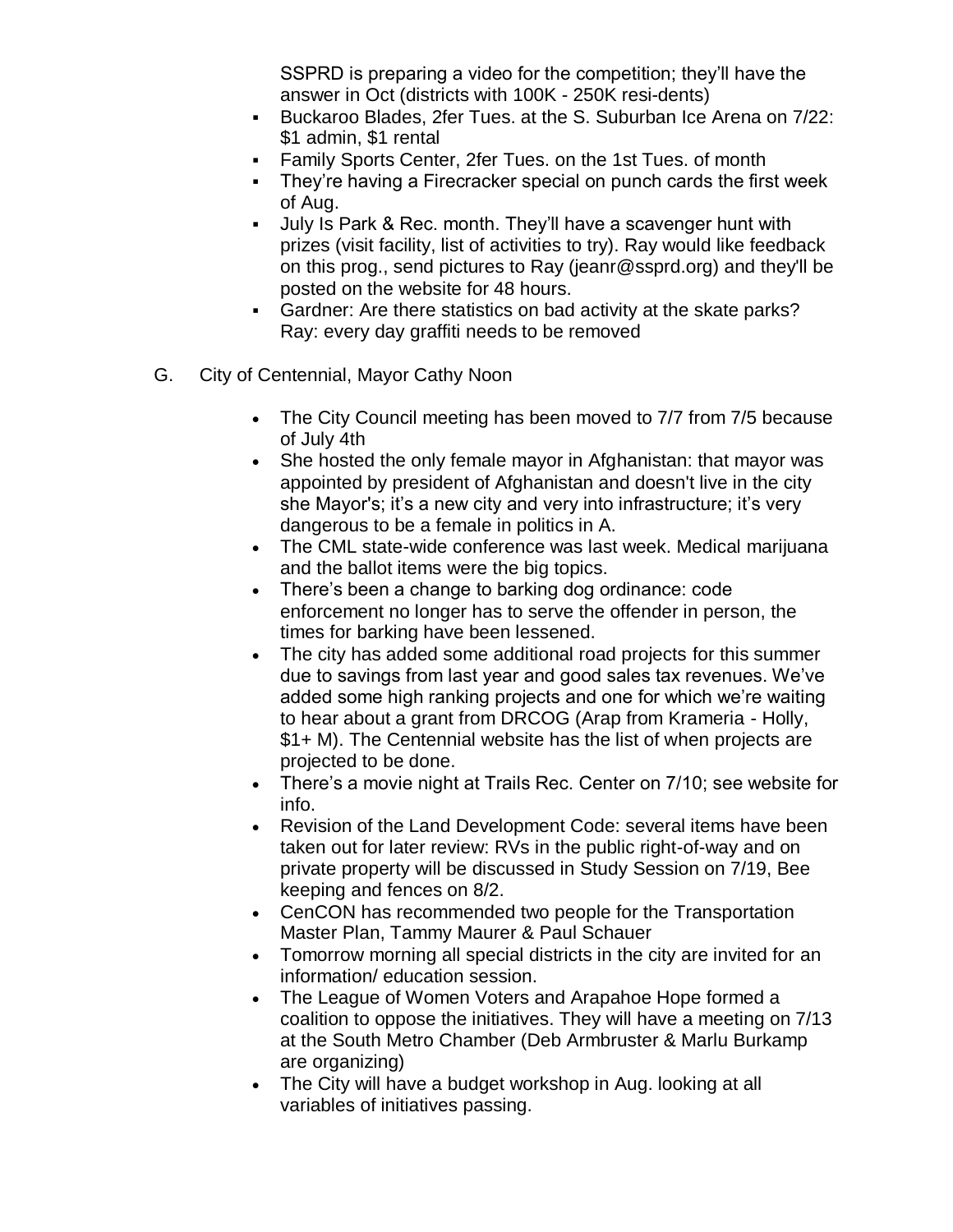- SSPRD is preparing a video for the competition; they'll have the answer in Oct (districts with 100K - 250K resi-dents)
- Buckaroo Blades, 2fer Tues. at the S. Suburban Ice Arena on 7/22: $1 admin, $1 rental
- Family Sports Center, 2fer Tues. on the 1st Tues. of month
- They're having a Firecracker special on punch cards the first week of Aug.
- July Is Park & Rec. month. They'll have a scavenger hunt with prizes (visit facility, list of activities to try). Ray would like feedback on this prog., send pictures to Ray (jeanr@ssprd.org) and they'll be posted on the website for 48 hours.
- Gardner: Are there statistics on bad activity at the skate parks? Ray: every day graffiti needs to be removed

G. City of Centennial, Mayor Cathy Noon

- The City Council meeting has been moved to 7/7 from 7/5 because of July 4th
- She hosted the only female mayor in Afghanistan: that mayor was appointed by president of Afghanistan and doesn't live in the city she Mayor's; it's a new city and very into infrastructure; it's very dangerous to be a female in politics in A.
- The CML state-wide conference was last week. Medical marijuana and the ballot items were the big topics.
- There's been a change to barking dog ordinance: code enforcement no longer has to serve the offender in person, the times for barking have been lessened.
- The city has added some additional road projects for this summer due to savings from last year and good sales tax revenues. We've added some high ranking projects and one for which we're waiting to hear about a grant from DRCOG (Arap from Krameria - Holly, $1+ M). The Centennial website has the list of when projects are projected to be done.
- There's a movie night at Trails Rec. Center on 7/10; see website for info.
- Revision of the Land Development Code: several items have been taken out for later review: RVs in the public right-of-way and on private property will be discussed in Study Session on 7/19, Bee keeping and fences on 8/2.
- CenCON has recommended two people for the Transportation Master Plan, Tammy Maurer & Paul Schauer
- Tomorrow morning all special districts in the city are invited for an information/ education session.
- The League of Women Voters and Arapahoe Hope formed a coalition to oppose the initiatives. They will have a meeting on 7/13 at the South Metro Chamber (Deb Armbruster & Marlu Burkamp are organizing)
- The City will have a budget workshop in Aug. looking at all variables of initiatives passing.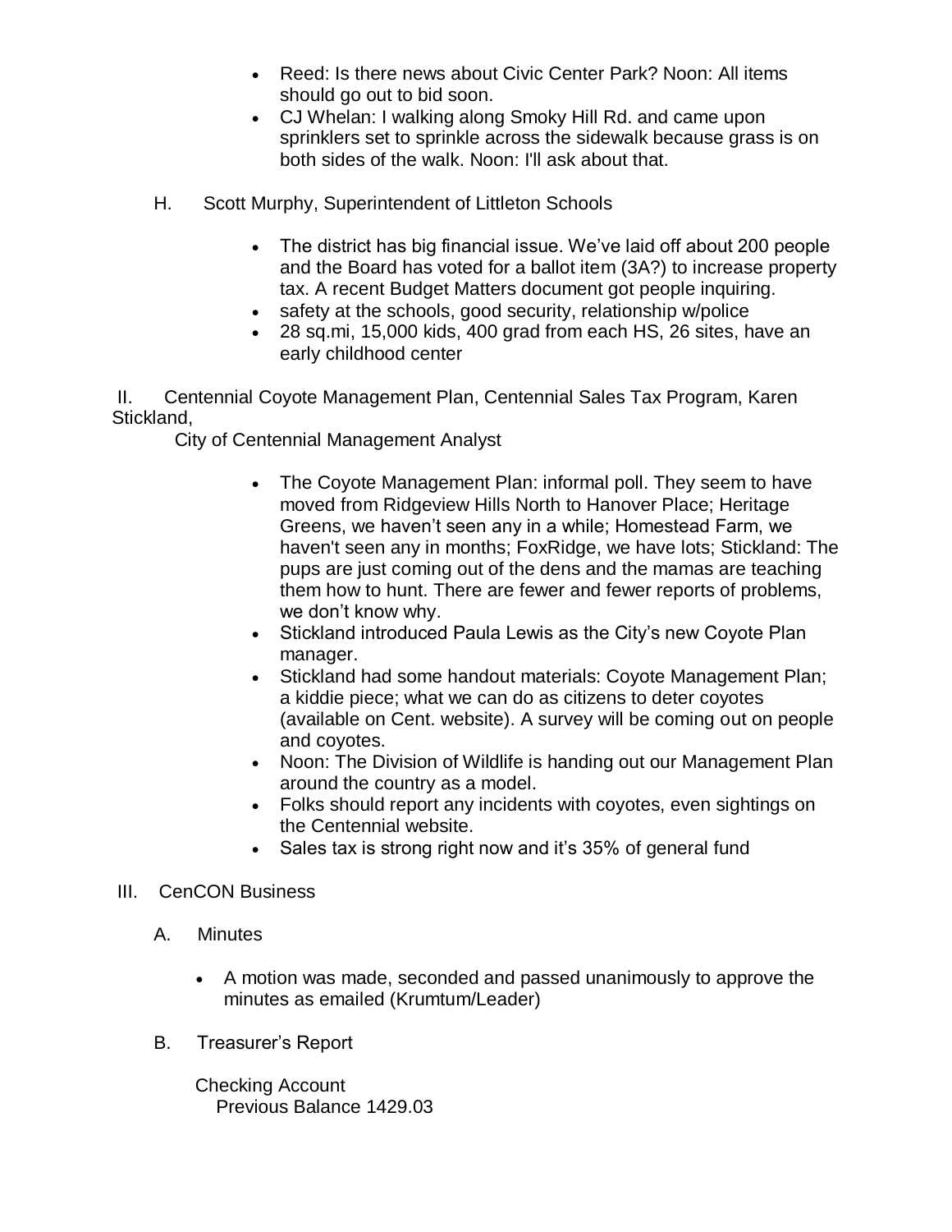- Reed: Is there news about Civic Center Park? Noon: All items should go out to bid soon.
- CJ Whelan: I walking along Smoky Hill Rd. and came upon sprinklers set to sprinkle across the sidewalk because grass is on both sides of the walk. Noon: I'll ask about that.

H. Scott Murphy, Superintendent of Littleton Schools

- The district has big financial issue. We've laid off about 200 people and the Board has voted for a ballot item (3A?) to increase property tax. A recent Budget Matters document got people inquiring.
- safety at the schools, good security, relationship w/police
- 28 sq.mi, 15,000 kids, 400 grad from each HS, 26 sites, have an early childhood center

II. Centennial Coyote Management Plan, Centennial Sales Tax Program, Karen Stickland,
City of Centennial Management Analyst

- The Coyote Management Plan: informal poll. They seem to have moved from Ridgeview Hills North to Hanover Place; Heritage Greens, we haven't seen any in a while; Homestead Farm, we haven't seen any in months; FoxRidge, we have lots; Stickland: The pups are just coming out of the dens and the mamas are teaching them how to hunt. There are fewer and fewer reports of problems, we don't know why.
- Stickland introduced Paula Lewis as the City's new Coyote Plan manager.
- Stickland had some handout materials: Coyote Management Plan; a kiddie piece; what we can do as citizens to deter coyotes (available on Cent. website). A survey will be coming out on people and coyotes.
- Noon: The Division of Wildlife is handing out our Management Plan around the country as a model.
- Folks should report any incidents with coyotes, even sightings on the Centennial website.
- Sales tax is strong right now and it's 35% of general fund

III. CenCON Business

A. Minutes

- A motion was made, seconded and passed unanimously to approve the minutes as emailed (Krumtum/Leader)

B. Treasurer's Report

Checking Account
Previous Balance 1429.03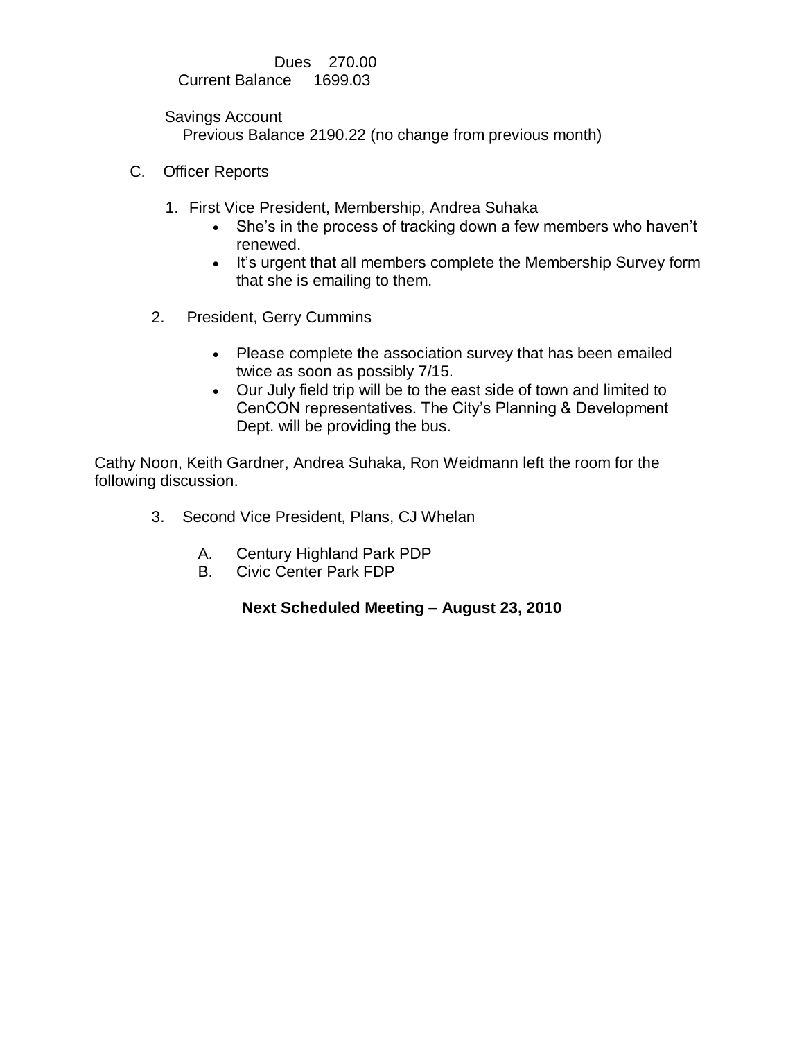Dues 270.00
Current Balance 1699.03

Savings Account
Previous Balance 2190.22 (no change from previous month)

C. Officer Reports

1. First Vice President, Membership, Andrea Suhaka
   - She's in the process of tracking down a few members who haven't renewed.
   - It's urgent that all members complete the Membership Survey form that she is emailing to them.

2. President, Gerry Cummins
   - Please complete the association survey that has been emailed twice as soon as possibly 7/15.
   - Our July field trip will be to the east side of town and limited to CenCON representatives. The City's Planning & Development Dept. will be providing the bus.

Cathy Noon, Keith Gardner, Andrea Suhaka, Ron Weidmann left the room for the following discussion.

3. Second Vice President, Plans, CJ Whelan

   A. Century Highland Park PDP
   B. Civic Center Park FDP

**Next Scheduled Meeting – August 23, 2010**